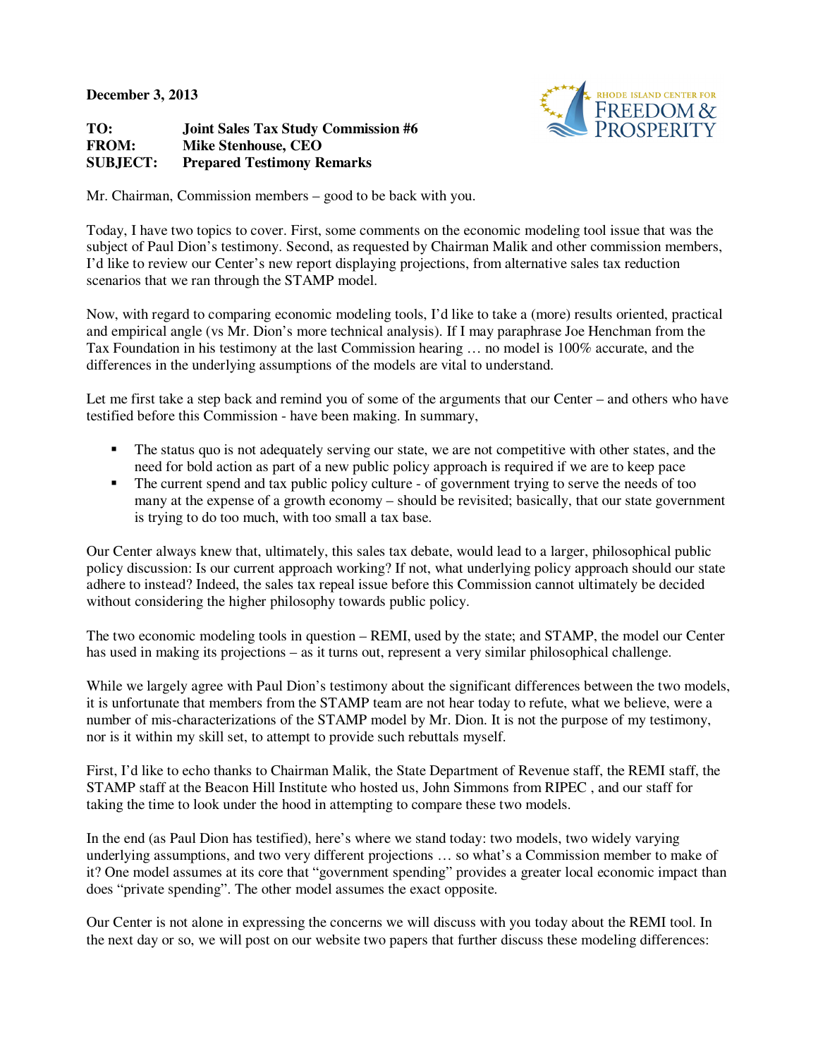**December 3, 2013**

| | |
|---|---|
| **TO:** | **Joint Sales Tax Study Commission #6** |
| **FROM:** | **Mike Stenhouse, CEO** |
| **SUBJECT:** | **Prepared Testimony Remarks** |

RHODE ISLAND CENTER FOR FREEDOM & PROSPERITY

Mr. Chairman, Commission members – good to be back with you.

Today, I have two topics to cover. First, some comments on the economic modeling tool issue that was the subject of Paul Dion's testimony. Second, as requested by Chairman Malik and other commission members, I'd like to review our Center's new report displaying projections, from alternative sales tax reduction scenarios that we ran through the STAMP model.

Now, with regard to comparing economic modeling tools, I'd like to take a (more) results oriented, practical and empirical angle (vs Mr. Dion's more technical analysis). If I may paraphrase Joe Henchman from the Tax Foundation in his testimony at the last Commission hearing … no model is 100% accurate, and the differences in the underlying assumptions of the models are vital to understand.

Let me first take a step back and remind you of some of the arguments that our Center – and others who have testified before this Commission - have been making. In summary,

- The status quo is not adequately serving our state, we are not competitive with other states, and the need for bold action as part of a new public policy approach is required if we are to keep pace
- The current spend and tax public policy culture - of government trying to serve the needs of too many at the expense of a growth economy – should be revisited; basically, that our state government is trying to do too much, with too small a tax base.

Our Center always knew that, ultimately, this sales tax debate, would lead to a larger, philosophical public policy discussion: Is our current approach working? If not, what underlying policy approach should our state adhere to instead? Indeed, the sales tax repeal issue before this Commission cannot ultimately be decided without considering the higher philosophy towards public policy.

The two economic modeling tools in question – REMI, used by the state; and STAMP, the model our Center has used in making its projections – as it turns out, represent a very similar philosophical challenge.

While we largely agree with Paul Dion's testimony about the significant differences between the two models, it is unfortunate that members from the STAMP team are not hear today to refute, what we believe, were a number of mis-characterizations of the STAMP model by Mr. Dion. It is not the purpose of my testimony, nor is it within my skill set, to attempt to provide such rebuttals myself.

First, I'd like to echo thanks to Chairman Malik, the State Department of Revenue staff, the REMI staff, the STAMP staff at the Beacon Hill Institute who hosted us, John Simmons from RIPEC , and our staff for taking the time to look under the hood in attempting to compare these two models.

In the end (as Paul Dion has testified), here's where we stand today: two models, two widely varying underlying assumptions, and two very different projections … so what's a Commission member to make of it? One model assumes at its core that "government spending" provides a greater local economic impact than does "private spending". The other model assumes the exact opposite.

Our Center is not alone in expressing the concerns we will discuss with you today about the REMI tool. In the next day or so, we will post on our website two papers that further discuss these modeling differences: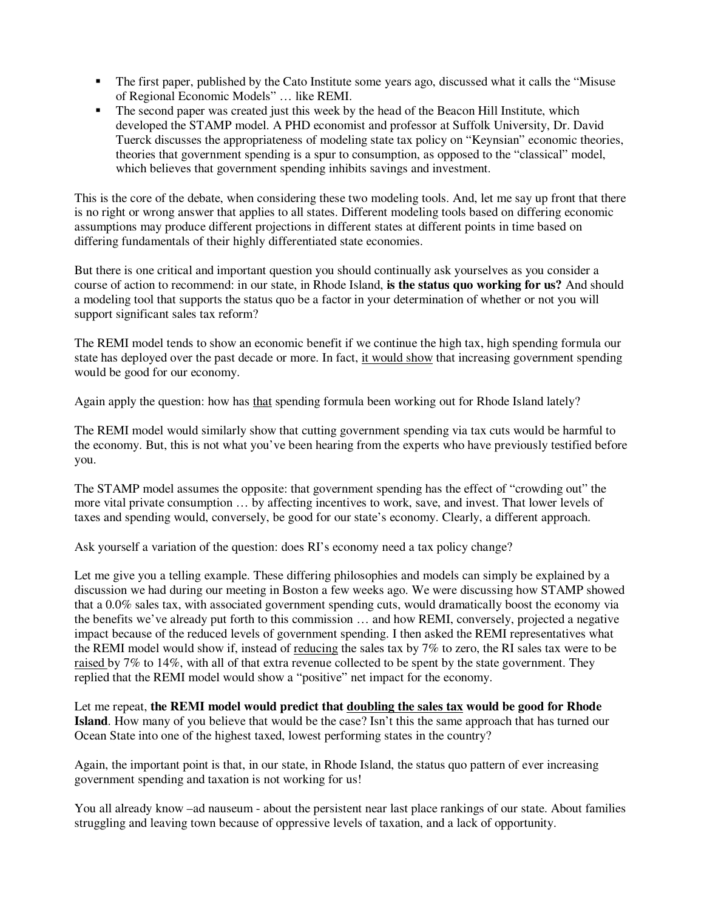- The first paper, published by the Cato Institute some years ago, discussed what it calls the "Misuse of Regional Economic Models" … like REMI.
- The second paper was created just this week by the head of the Beacon Hill Institute, which developed the STAMP model. A PHD economist and professor at Suffolk University, Dr. David Tuerck discusses the appropriateness of modeling state tax policy on "Keynsian" economic theories, theories that government spending is a spur to consumption, as opposed to the "classical" model, which believes that government spending inhibits savings and investment.

This is the core of the debate, when considering these two modeling tools. And, let me say up front that there is no right or wrong answer that applies to all states. Different modeling tools based on differing economic assumptions may produce different projections in different states at different points in time based on differing fundamentals of their highly differentiated state economies.

But there is one critical and important question you should continually ask yourselves as you consider a course of action to recommend: in our state, in Rhode Island, **is the status quo working for us?** And should a modeling tool that supports the status quo be a factor in your determination of whether or not you will support significant sales tax reform?

The REMI model tends to show an economic benefit if we continue the high tax, high spending formula our state has deployed over the past decade or more. In fact, <u>it would show</u> that increasing government spending would be good for our economy.

Again apply the question: how has <u>that</u> spending formula been working out for Rhode Island lately?

The REMI model would similarly show that cutting government spending via tax cuts would be harmful to the economy. But, this is not what you've been hearing from the experts who have previously testified before you.

The STAMP model assumes the opposite: that government spending has the effect of "crowding out" the more vital private consumption … by affecting incentives to work, save, and invest. That lower levels of taxes and spending would, conversely, be good for our state's economy. Clearly, a different approach.

Ask yourself a variation of the question: does RI's economy need a tax policy change?

Let me give you a telling example. These differing philosophies and models can simply be explained by a discussion we had during our meeting in Boston a few weeks ago. We were discussing how STAMP showed that a 0.0% sales tax, with associated government spending cuts, would dramatically boost the economy via the benefits we've already put forth to this commission … and how REMI, conversely, projected a negative impact because of the reduced levels of government spending. I then asked the REMI representatives what the REMI model would show if, instead of <u>reducing</u> the sales tax by 7% to zero, the RI sales tax were to be <u>raised</u> by 7% to 14%, with all of that extra revenue collected to be spent by the state government. They replied that the REMI model would show a "positive" net impact for the economy.

Let me repeat, **the REMI model would predict that <u>doubling the sales tax</u> would be good for Rhode Island**. How many of you believe that would be the case? Isn't this the same approach that has turned our Ocean State into one of the highest taxed, lowest performing states in the country?

Again, the important point is that, in our state, in Rhode Island, the status quo pattern of ever increasing government spending and taxation is not working for us!

You all already know –ad nauseum - about the persistent near last place rankings of our state. About families struggling and leaving town because of oppressive levels of taxation, and a lack of opportunity.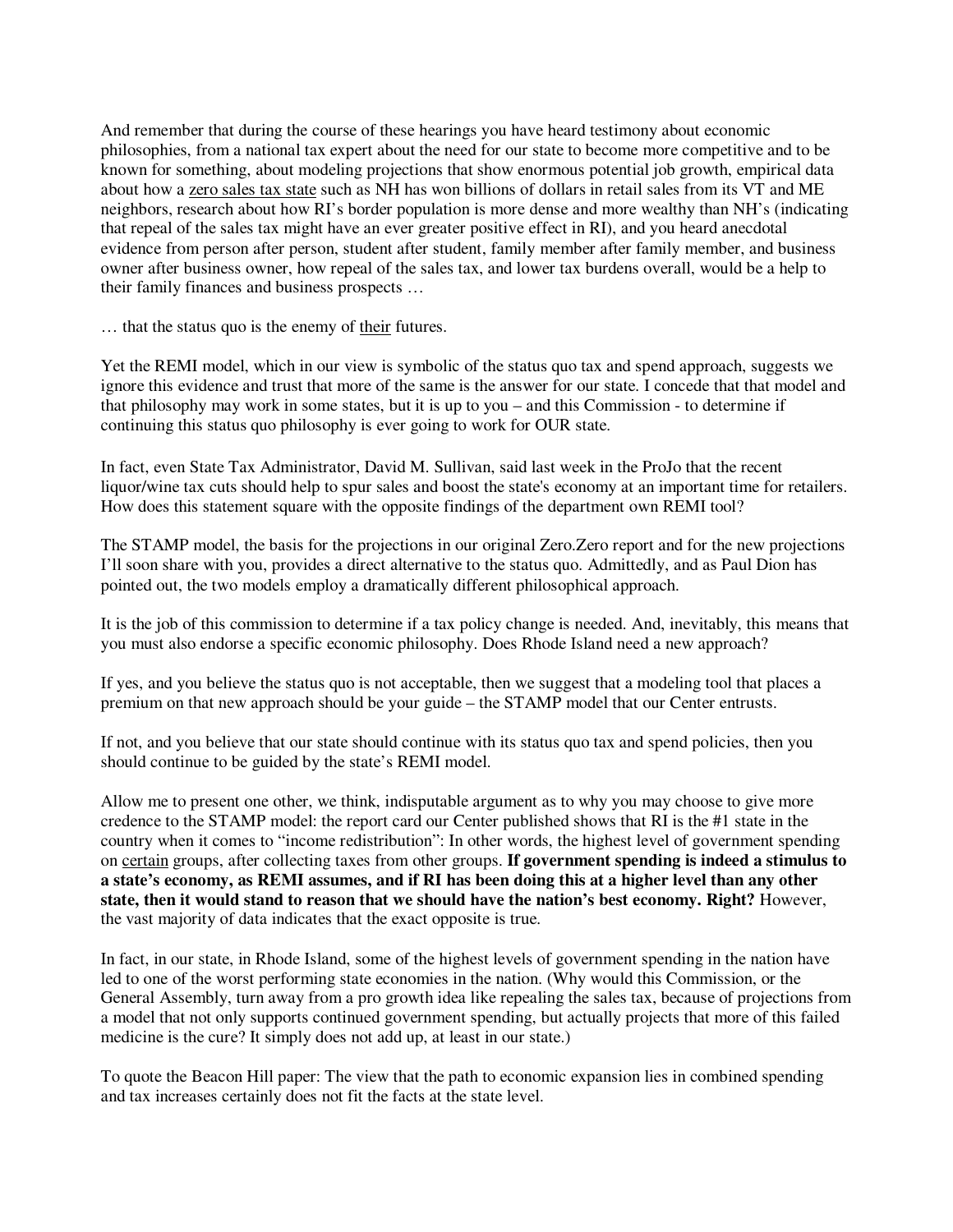And remember that during the course of these hearings you have heard testimony about economic philosophies, from a national tax expert about the need for our state to become more competitive and to be known for something, about modeling projections that show enormous potential job growth, empirical data about how a <u>zero sales tax state</u> such as NH has won billions of dollars in retail sales from its VT and ME neighbors, research about how RI's border population is more dense and more wealthy than NH's (indicating that repeal of the sales tax might have an ever greater positive effect in RI), and you heard anecdotal evidence from person after person, student after student, family member after family member, and business owner after business owner, how repeal of the sales tax, and lower tax burdens overall, would be a help to their family finances and business prospects …

… that the status quo is the enemy of <u>their</u> futures.

Yet the REMI model, which in our view is symbolic of the status quo tax and spend approach, suggests we ignore this evidence and trust that more of the same is the answer for our state. I concede that that model and that philosophy may work in some states, but it is up to you – and this Commission - to determine if continuing this status quo philosophy is ever going to work for OUR state.

In fact, even State Tax Administrator, David M. Sullivan, said last week in the ProJo that the recent liquor/wine tax cuts should help to spur sales and boost the state's economy at an important time for retailers. How does this statement square with the opposite findings of the department own REMI tool?

The STAMP model, the basis for the projections in our original Zero.Zero report and for the new projections I'll soon share with you, provides a direct alternative to the status quo. Admittedly, and as Paul Dion has pointed out, the two models employ a dramatically different philosophical approach.

It is the job of this commission to determine if a tax policy change is needed. And, inevitably, this means that you must also endorse a specific economic philosophy. Does Rhode Island need a new approach?

If yes, and you believe the status quo is not acceptable, then we suggest that a modeling tool that places a premium on that new approach should be your guide – the STAMP model that our Center entrusts.

If not, and you believe that our state should continue with its status quo tax and spend policies, then you should continue to be guided by the state's REMI model.

Allow me to present one other, we think, indisputable argument as to why you may choose to give more credence to the STAMP model: the report card our Center published shows that RI is the #1 state in the country when it comes to "income redistribution": In other words, the highest level of government spending on <u>certain</u> groups, after collecting taxes from other groups. **If government spending is indeed a stimulus to a state's economy, as REMI assumes, and if RI has been doing this at a higher level than any other state, then it would stand to reason that we should have the nation's best economy. Right?** However, the vast majority of data indicates that the exact opposite is true.

In fact, in our state, in Rhode Island, some of the highest levels of government spending in the nation have led to one of the worst performing state economies in the nation. (Why would this Commission, or the General Assembly, turn away from a pro growth idea like repealing the sales tax, because of projections from a model that not only supports continued government spending, but actually projects that more of this failed medicine is the cure? It simply does not add up, at least in our state.)

To quote the Beacon Hill paper: The view that the path to economic expansion lies in combined spending and tax increases certainly does not fit the facts at the state level.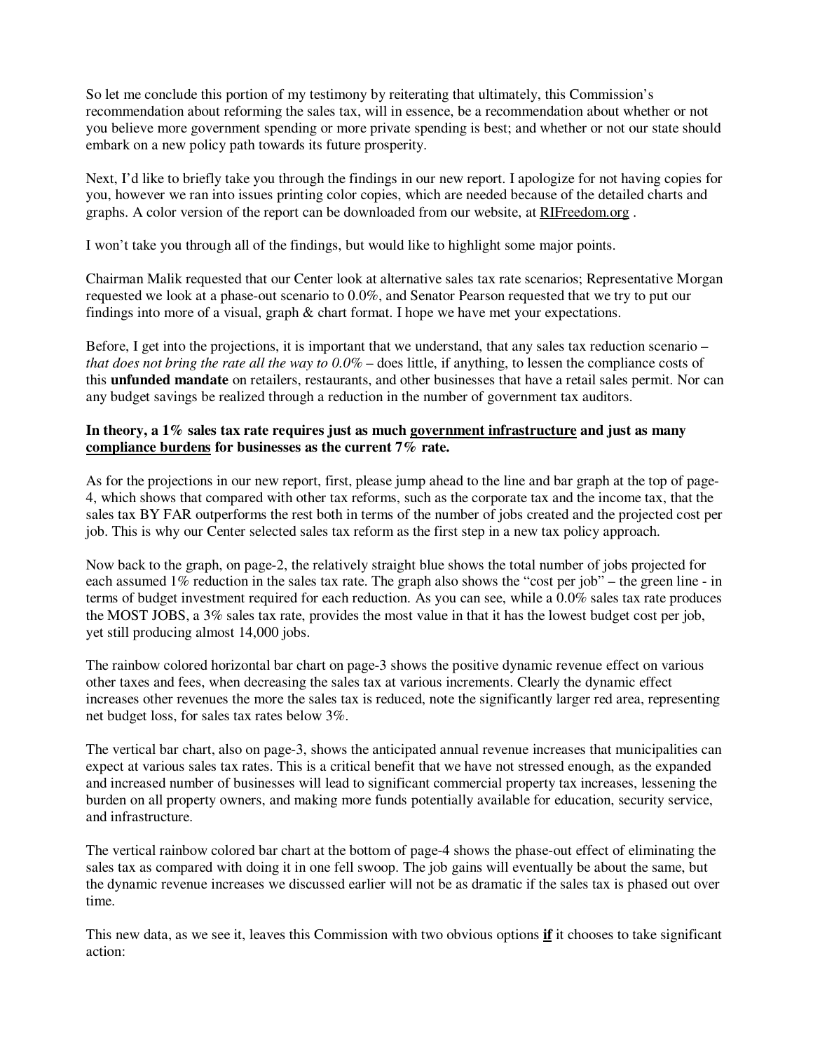So let me conclude this portion of my testimony by reiterating that ultimately, this Commission's recommendation about reforming the sales tax, will in essence, be a recommendation about whether or not you believe more government spending or more private spending is best; and whether or not our state should embark on a new policy path towards its future prosperity.

Next, I'd like to briefly take you through the findings in our new report. I apologize for not having copies for you, however we ran into issues printing color copies, which are needed because of the detailed charts and graphs. A color version of the report can be downloaded from our website, at RIFreedom.org .

I won't take you through all of the findings, but would like to highlight some major points.

Chairman Malik requested that our Center look at alternative sales tax rate scenarios; Representative Morgan requested we look at a phase-out scenario to 0.0%, and Senator Pearson requested that we try to put our findings into more of a visual, graph & chart format. I hope we have met your expectations.

Before, I get into the projections, it is important that we understand, that any sales tax reduction scenario – *that does not bring the rate all the way to 0.0%* – does little, if anything, to lessen the compliance costs of this **unfunded mandate** on retailers, restaurants, and other businesses that have a retail sales permit. Nor can any budget savings be realized through a reduction in the number of government tax auditors.

**In theory, a 1% sales tax rate requires just as much <u>government infrastructure</u> and just as many <u>compliance burdens</u> for businesses as the current 7% rate.**

As for the projections in our new report, first, please jump ahead to the line and bar graph at the top of page-4, which shows that compared with other tax reforms, such as the corporate tax and the income tax, that the sales tax BY FAR outperforms the rest both in terms of the number of jobs created and the projected cost per job. This is why our Center selected sales tax reform as the first step in a new tax policy approach.

Now back to the graph, on page-2, the relatively straight blue shows the total number of jobs projected for each assumed 1% reduction in the sales tax rate. The graph also shows the "cost per job" – the green line - in terms of budget investment required for each reduction. As you can see, while a 0.0% sales tax rate produces the MOST JOBS, a 3% sales tax rate, provides the most value in that it has the lowest budget cost per job, yet still producing almost 14,000 jobs.

The rainbow colored horizontal bar chart on page-3 shows the positive dynamic revenue effect on various other taxes and fees, when decreasing the sales tax at various increments. Clearly the dynamic effect increases other revenues the more the sales tax is reduced, note the significantly larger red area, representing net budget loss, for sales tax rates below 3%.

The vertical bar chart, also on page-3, shows the anticipated annual revenue increases that municipalities can expect at various sales tax rates. This is a critical benefit that we have not stressed enough, as the expanded and increased number of businesses will lead to significant commercial property tax increases, lessening the burden on all property owners, and making more funds potentially available for education, security service, and infrastructure.

The vertical rainbow colored bar chart at the bottom of page-4 shows the phase-out effect of eliminating the sales tax as compared with doing it in one fell swoop. The job gains will eventually be about the same, but the dynamic revenue increases we discussed earlier will not be as dramatic if the sales tax is phased out over time.

This new data, as we see it, leaves this Commission with two obvious options **<u>if</u>** it chooses to take significant action: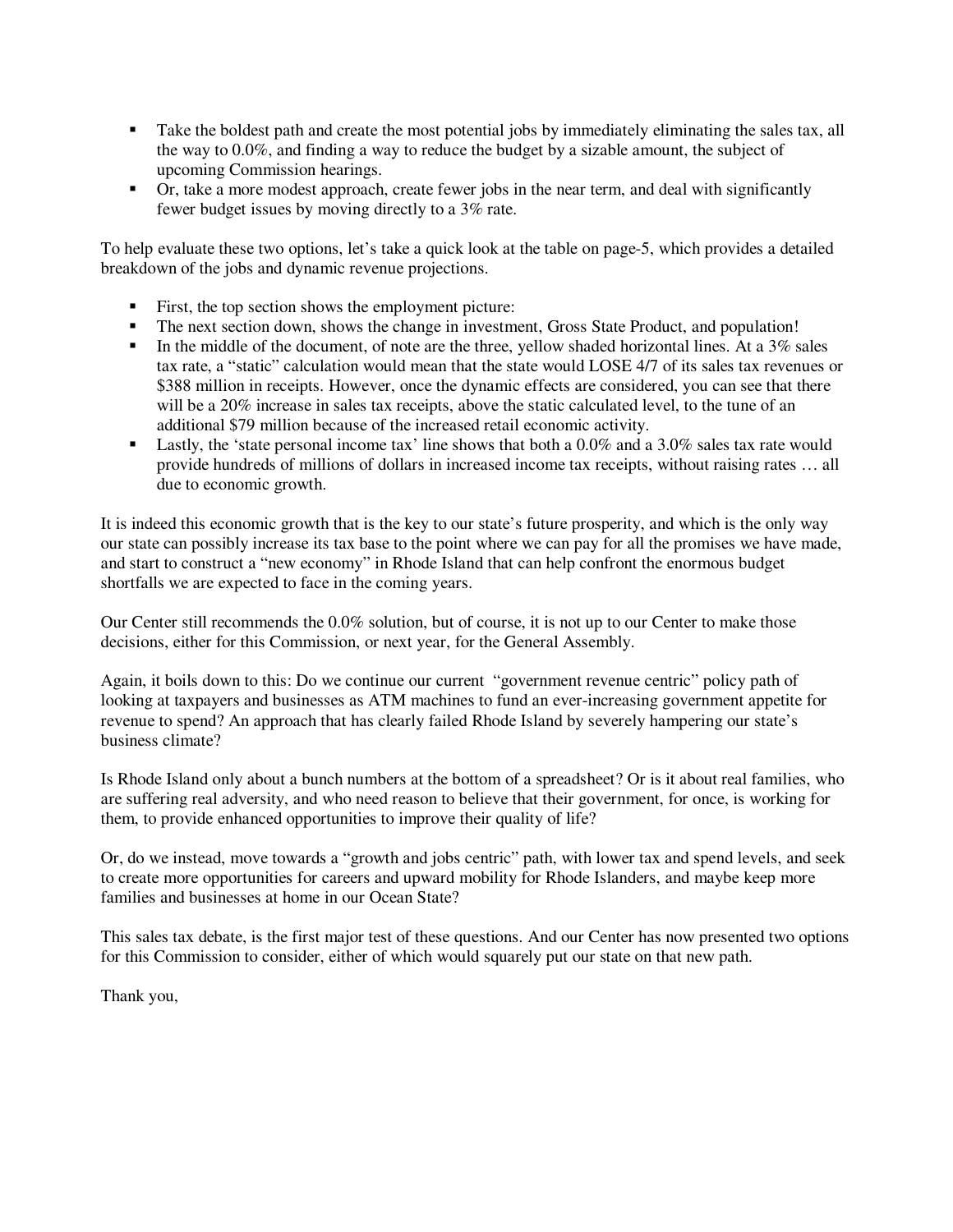- Take the boldest path and create the most potential jobs by immediately eliminating the sales tax, all the way to 0.0%, and finding a way to reduce the budget by a sizable amount, the subject of upcoming Commission hearings.
- Or, take a more modest approach, create fewer jobs in the near term, and deal with significantly fewer budget issues by moving directly to a 3% rate.

To help evaluate these two options, let's take a quick look at the table on page-5, which provides a detailed breakdown of the jobs and dynamic revenue projections.

- First, the top section shows the employment picture:
- The next section down, shows the change in investment, Gross State Product, and population!
- In the middle of the document, of note are the three, yellow shaded horizontal lines. At a 3% sales tax rate, a "static" calculation would mean that the state would LOSE 4/7 of its sales tax revenues or $388 million in receipts. However, once the dynamic effects are considered, you can see that there will be a 20% increase in sales tax receipts, above the static calculated level, to the tune of an additional $79 million because of the increased retail economic activity.
- Lastly, the 'state personal income tax' line shows that both a 0.0% and a 3.0% sales tax rate would provide hundreds of millions of dollars in increased income tax receipts, without raising rates … all due to economic growth.

It is indeed this economic growth that is the key to our state's future prosperity, and which is the only way our state can possibly increase its tax base to the point where we can pay for all the promises we have made, and start to construct a "new economy" in Rhode Island that can help confront the enormous budget shortfalls we are expected to face in the coming years.

Our Center still recommends the 0.0% solution, but of course, it is not up to our Center to make those decisions, either for this Commission, or next year, for the General Assembly.

Again, it boils down to this: Do we continue our current "government revenue centric" policy path of looking at taxpayers and businesses as ATM machines to fund an ever-increasing government appetite for revenue to spend? An approach that has clearly failed Rhode Island by severely hampering our state's business climate?

Is Rhode Island only about a bunch numbers at the bottom of a spreadsheet? Or is it about real families, who are suffering real adversity, and who need reason to believe that their government, for once, is working for them, to provide enhanced opportunities to improve their quality of life?

Or, do we instead, move towards a "growth and jobs centric" path, with lower tax and spend levels, and seek to create more opportunities for careers and upward mobility for Rhode Islanders, and maybe keep more families and businesses at home in our Ocean State?

This sales tax debate, is the first major test of these questions. And our Center has now presented two options for this Commission to consider, either of which would squarely put our state on that new path.

Thank you,